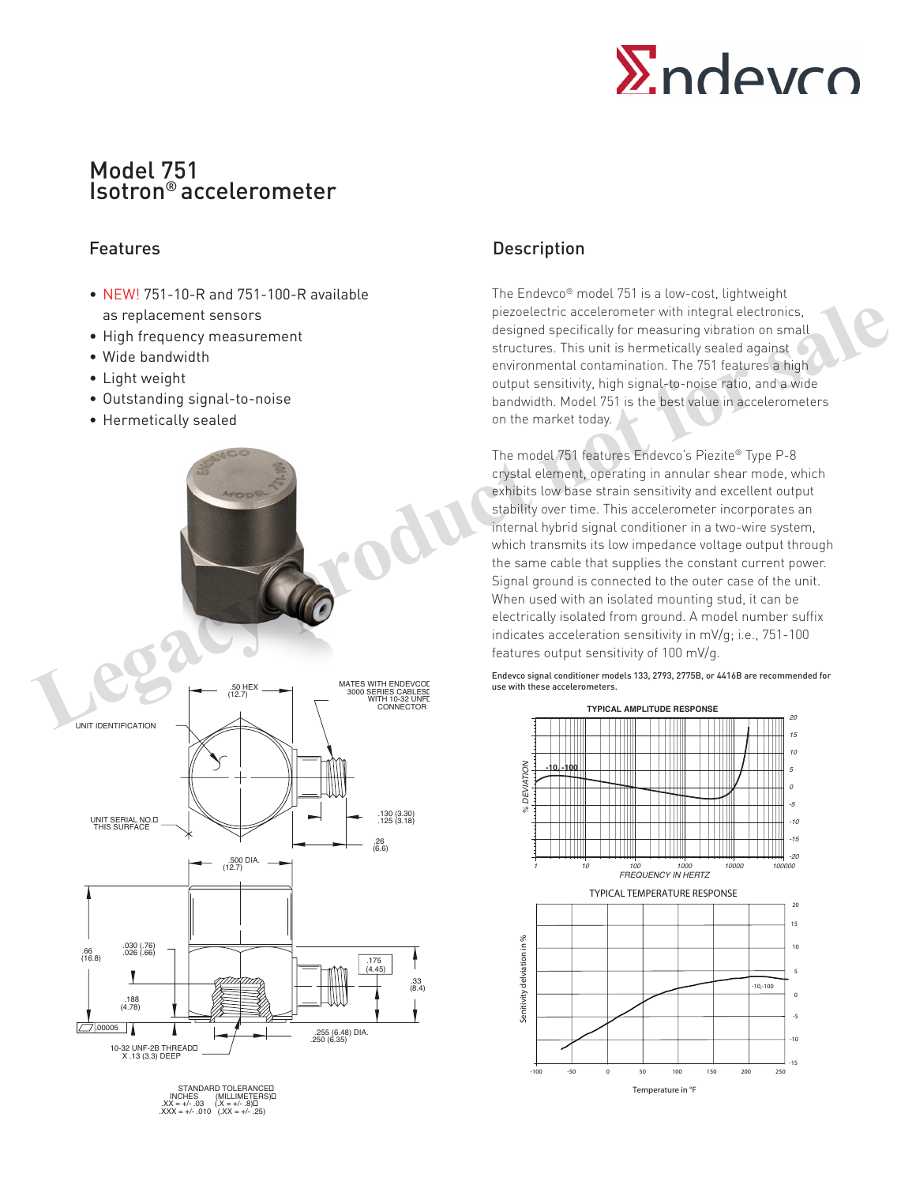# Model 751
# Isotron® accelerometer

## Features

- NEW! 751-10-R and 751-100-R available as replacement sensors
- High frequency measurement
- Wide bandwidth
- Light weight
- Outstanding signal-to-noise
- Hermetically sealed

## Description

The Endevco® model 751 is a low-cost, lightweight piezoelectric accelerometer with integral electronics, designed specifically for measuring vibration on small structures. This unit is hermetically sealed against environmental contamination. The 751 features a high output sensitivity, high signal-to-noise ratio, and a wide bandwidth. Model 751 is the best value in accelerometers on the market today.

The model 751 features Endevco's Piezite® Type P-8 crystal element, operating in annular shear mode, which exhibits low base strain sensitivity and excellent output stability over time. This accelerometer incorporates an internal hybrid signal conditioner in a two-wire system, which transmits its low impedance voltage output through the same cable that supplies the constant current power. Signal ground is connected to the outer case of the unit. When used with an isolated mounting stud, it can be electrically isolated from ground. A model number suffix indicates acceleration sensitivity in mV/g; i.e., 751-100 features output sensitivity of 100 mV/g.

**Endevco signal conditioner models 133, 2793, 2775B, or 4416B are recommended for use with these accelerometers.**

TYPICAL AMPLITUDE RESPONSE

TYPICAL TEMPERATURE RESPONSE

Legacy product not for sale

UNIT IDENTIFICATION

.50 HEX (12.7)

MATES WITH ENDEVCO 3000 SERIES CABLES WITH 10-32 UNF CONNECTOR

UNIT SERIAL NO. THIS SURFACE

.130 (3.30) .125 (3.18)

.26 (6.6)

.500 DIA. (12.7)

.66 (16.8)

.030 (.76) .026 (.66)

.175 (4.45)

.33 (8.4)

.188 (4.78)

.00005

.255 (6.48) DIA. .250 (6.35)

10-32 UNF-2B THREAD X .13 (3.3) DEEP

STANDARD TOLERANCE
INCHES (MILLIMETERS)
.XX = +/- .03 (.X = +/- .8)
.XXX = +/- .010 (.XX = +/- .25)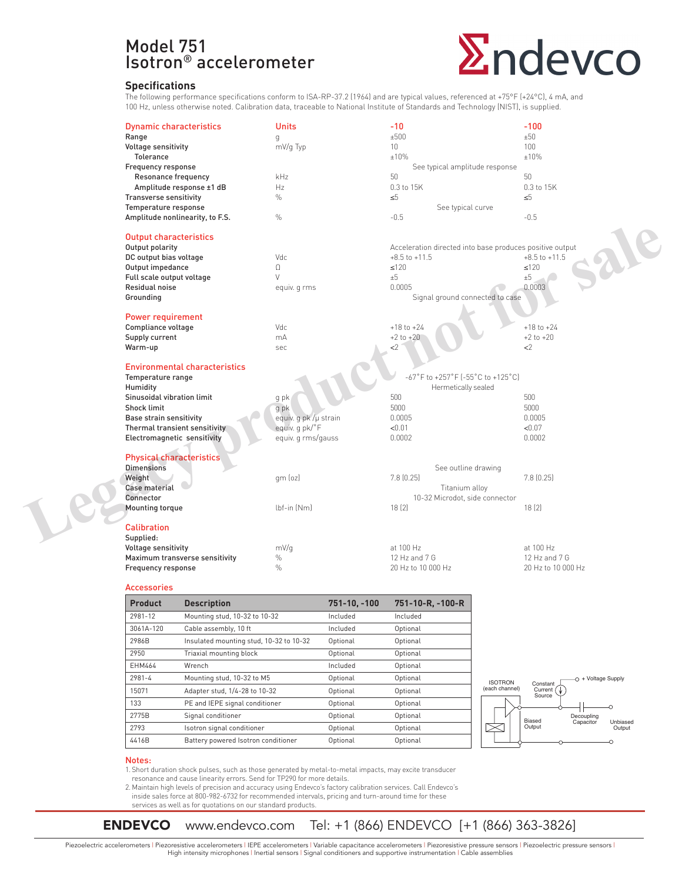# Model 751
# Isotron® accelerometer

## Specifications

The following performance specifications conform to ISA-RP-37.2 (1964) and are typical values, referenced at +75°F (+24°C), 4 mA, and 100 Hz, unless otherwise noted. Calibration data, traceable to National Institute of Standards and Technology (NIST), is supplied.

| Dynamic characteristics | Units | -10 | -100 |
|---|---|---|---|
| Range | g | ±500 | ±50 |
| Voltage sensitivity | mV/g Typ | 10 | 100 |
| Tolerance | | ±10% | ±10% |
| Frequency response | | See typical amplitude response | |
| Resonance frequency | kHz | 50 | 50 |
| Amplitude response ±1 dB | Hz | 0.3 to 15K | 0.3 to 15K |
| Transverse sensitivity | % | ≤5 | ≤5 |
| Temperature response | | See typical curve | |
| Amplitude nonlinearity, to F.S. | % | -0.5 | -0.5 |

| Output characteristics | | | |
|---|---|---|---|
| Output polarity | | Acceleration directed into base produces positive output | |
| DC output bias voltage | Vdc | +8.5 to +11.5 | +8.5 to +11.5 |
| Output impedance | Ω | ≤120 | ≤120 |
| Full scale output voltage | V | ±5 | ±5 |
| Residual noise | equiv. g rms | 0.0005 | 0.0003 |
| Grounding | | Signal ground connected to case | |

| Power requirement | | | |
|---|---|---|---|
| Compliance voltage | Vdc | +18 to +24 | +18 to +24 |
| Supply current | mA | +2 to +20 | +2 to +20 |
| Warm-up | sec | <2 | <2 |

| Environmental characteristics | | | |
|---|---|---|---|
| Temperature range | | -67°F to +257°F (-55°C to +125°C) | |
| Humidity | | Hermetically sealed | |
| Sinusoidal vibration limit | g pk | 500 | 500 |
| Shock limit | g pk | 5000 | 5000 |
| Base strain sensitivity | equiv. g pk /μ strain | 0.0005 | 0.0005 |
| Thermal transient sensitivity | equiv. g pk/°F | <0.01 | <0.07 |
| Electromagnetic sensitivity | equiv. g rms/gauss | 0.0002 | 0.0002 |

| Physical characteristics | | | |
|---|---|---|---|
| Dimensions | | See outline drawing | |
| Weight | gm (oz) | 7.8 (0.25) | 7.8 (0.25) |
| Case material | | Titanium alloy | |
| Connector | | 10-32 Microdot, side connector | |
| Mounting torque | lbf-in (Nm) | 18 (2) | 18 (2) |

| Calibration | | | |
|---|---|---|---|
| Supplied: | | | |
| Voltage sensitivity | mV/g | at 100 Hz | at 100 Hz |
| Maximum transverse sensitivity | % | 12 Hz and 7 G | 12 Hz and 7 G |
| Frequency response | % | 20 Hz to 10 000 Hz | 20 Hz to 10 000 Hz |

### Accessories

| Product | Description | 751-10, -100 | 751-10-R, -100-R |
|---|---|---|---|
| 2981-12 | Mounting stud, 10-32 to 10-32 | Included | Included |
| 3061A-120 | Cable assembly, 10 ft | Included | Optional |
| 2986B | Insulated mounting stud, 10-32 to 10-32 | Optional | Optional |
| 2950 | Triaxial mounting block | Optional | Optional |
| EHM464 | Wrench | Included | Optional |
| 2981-4 | Mounting stud, 10-32 to M5 | Optional | Optional |
| 15071 | Adapter stud, 1/4-28 to 10-32 | Optional | Optional |
| 133 | PE and IEPE signal conditioner | Optional | Optional |
| 2775B | Signal conditioner | Optional | Optional |
| 2793 | Isotron signal conditioner | Optional | Optional |
| 4416B | Battery powered Isotron conditioner | Optional | Optional |

ISOTRON (each channel)
Constant Current Source
+ Voltage Supply
Decoupling Capacitor
Biased Output
Unbiased Output

### Notes:

1. Short duration shock pulses, such as those generated by metal-to-metal impacts, may excite transducer resonance and cause linearity errors. Send for TP290 for more details.
2. Maintain high levels of precision and accuracy using Endevco's factory calibration services. Call Endevco's inside sales force at 800-982-6732 for recommended intervals, pricing and turn-around time for these services as well as for quotations on our standard products.

**ENDEVCO** www.endevco.com Tel: +1 (866) ENDEVCO [+1 (866) 363-3826]

Piezoelectric accelerometers | Piezoresistive accelerometers | IEPE accelerometers | Variable capacitance accelerometers | Piezoresistive pressure sensors | Piezoelectric pressure sensors | High intensity microphones | Inertial sensors | Signal conditioners and supportive instrumentation | Cable assemblies